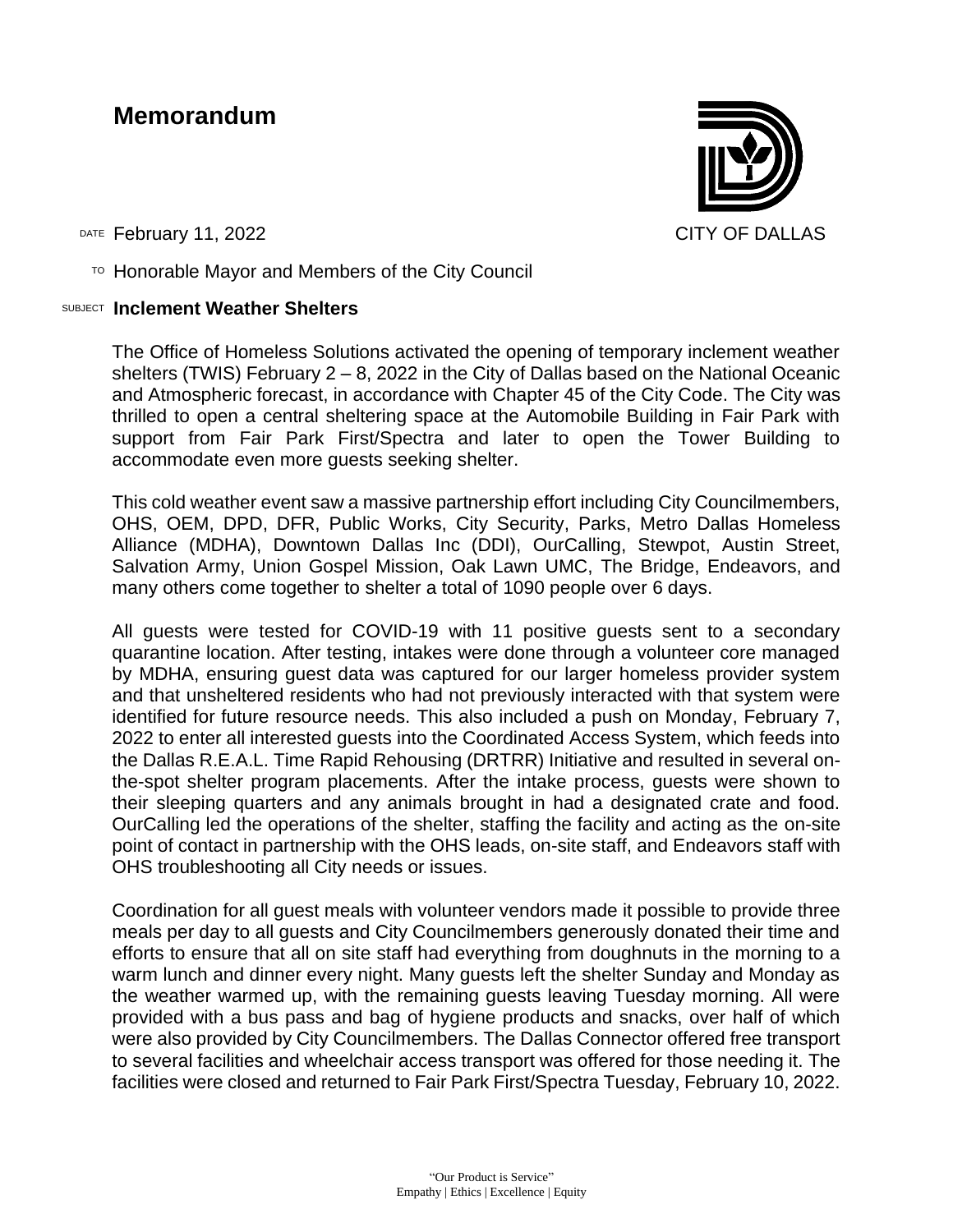# Memorandum

CITY OF DALLAS

DATE February 11, 2022

TO Honorable Mayor and Members of the City Council

SUBJECT **Inclement Weather Shelters**

The Office of Homeless Solutions activated the opening of temporary inclement weather shelters (TWIS) February 2 – 8, 2022 in the City of Dallas based on the National Oceanic and Atmospheric forecast, in accordance with Chapter 45 of the City Code. The City was thrilled to open a central sheltering space at the Automobile Building in Fair Park with support from Fair Park First/Spectra and later to open the Tower Building to accommodate even more guests seeking shelter.

This cold weather event saw a massive partnership effort including City Councilmembers, OHS, OEM, DPD, DFR, Public Works, City Security, Parks, Metro Dallas Homeless Alliance (MDHA), Downtown Dallas Inc (DDI), OurCalling, Stewpot, Austin Street, Salvation Army, Union Gospel Mission, Oak Lawn UMC, The Bridge, Endeavors, and many others come together to shelter a total of 1090 people over 6 days.

All guests were tested for COVID-19 with 11 positive guests sent to a secondary quarantine location. After testing, intakes were done through a volunteer core managed by MDHA, ensuring guest data was captured for our larger homeless provider system and that unsheltered residents who had not previously interacted with that system were identified for future resource needs. This also included a push on Monday, February 7, 2022 to enter all interested guests into the Coordinated Access System, which feeds into the Dallas R.E.A.L. Time Rapid Rehousing (DRTRR) Initiative and resulted in several on-the-spot shelter program placements. After the intake process, guests were shown to their sleeping quarters and any animals brought in had a designated crate and food. OurCalling led the operations of the shelter, staffing the facility and acting as the on-site point of contact in partnership with the OHS leads, on-site staff, and Endeavors staff with OHS troubleshooting all City needs or issues.

Coordination for all guest meals with volunteer vendors made it possible to provide three meals per day to all guests and City Councilmembers generously donated their time and efforts to ensure that all on site staff had everything from doughnuts in the morning to a warm lunch and dinner every night. Many guests left the shelter Sunday and Monday as the weather warmed up, with the remaining guests leaving Tuesday morning. All were provided with a bus pass and bag of hygiene products and snacks, over half of which were also provided by City Councilmembers. The Dallas Connector offered free transport to several facilities and wheelchair access transport was offered for those needing it. The facilities were closed and returned to Fair Park First/Spectra Tuesday, February 10, 2022.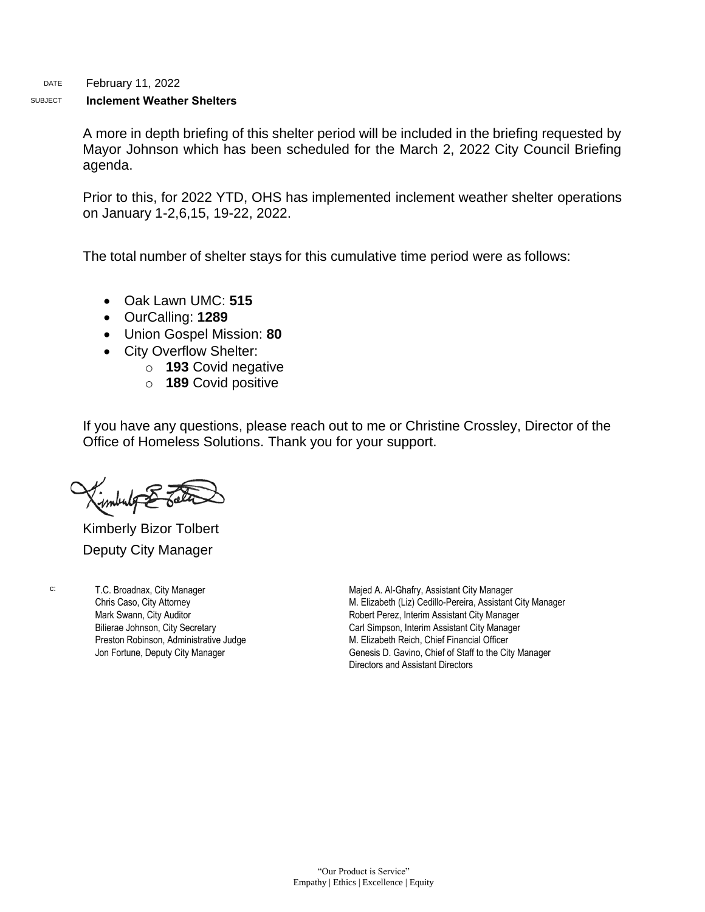DATE February 11, 2022

SUBJECT **Inclement Weather Shelters**

A more in depth briefing of this shelter period will be included in the briefing requested by Mayor Johnson which has been scheduled for the March 2, 2022 City Council Briefing agenda.

Prior to this, for 2022 YTD, OHS has implemented inclement weather shelter operations on January 1-2,6,15, 19-22, 2022.

The total number of shelter stays for this cumulative time period were as follows:

- Oak Lawn UMC: **515**
- OurCalling: **1289**
- Union Gospel Mission: **80**
- City Overflow Shelter:
  - **193** Covid negative
  - **189** Covid positive

If you have any questions, please reach out to me or Christine Crossley, Director of the Office of Homeless Solutions. Thank you for your support.

Kimberly Bizor Tolbert
Deputy City Manager

c:
T.C. Broadnax, City Manager
Chris Caso, City Attorney
Mark Swann, City Auditor
Bilierae Johnson, City Secretary
Preston Robinson, Administrative Judge
Jon Fortune, Deputy City Manager
Majed A. Al-Ghafry, Assistant City Manager
M. Elizabeth (Liz) Cedillo-Pereira, Assistant City Manager
Robert Perez, Interim Assistant City Manager
Carl Simpson, Interim Assistant City Manager
M. Elizabeth Reich, Chief Financial Officer
Genesis D. Gavino, Chief of Staff to the City Manager
Directors and Assistant Directors

"Our Product is Service"
Empathy | Ethics | Excellence | Equity